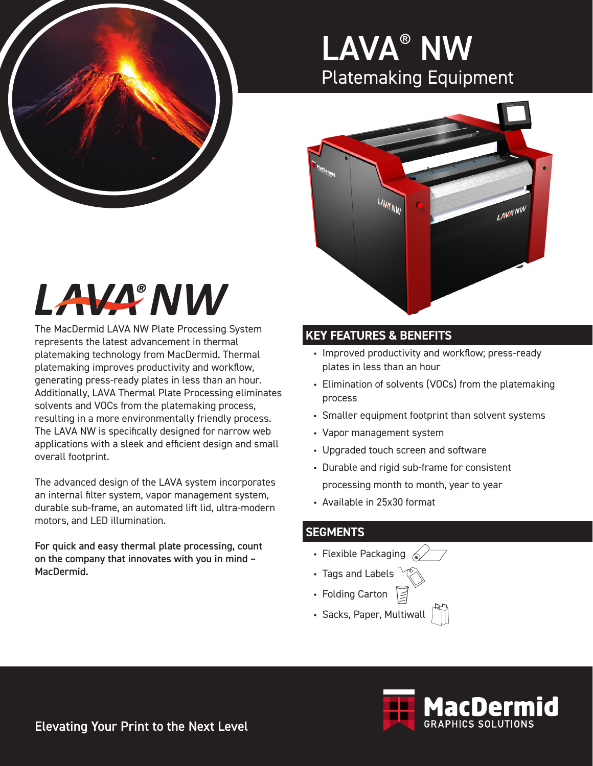# LAVA® NW

## Platemaking Equipment

# LAVA® NW

The MacDermid LAVA NW Plate Processing System represents the latest advancement in thermal platemaking technology from MacDermid. Thermal platemaking improves productivity and workflow, generating press-ready plates in less than an hour. Additionally, LAVA Thermal Plate Processing eliminates solvents and VOCs from the platemaking process, resulting in a more environmentally friendly process. The LAVA NW is specifically designed for narrow web applications with a sleek and efficient design and small overall footprint.

The advanced design of the LAVA system incorporates an internal filter system, vapor management system, durable sub-frame, an automated lift lid, ultra-modern motors, and LED illumination.

**For quick and easy thermal plate processing, count on the company that innovates with you in mind – MacDermid.**

## KEY FEATURES & BENEFITS

- Improved productivity and workflow; press-ready plates in less than an hour
- Elimination of solvents (VOCs) from the platemaking process
- Smaller equipment footprint than solvent systems
- Vapor management system
- Upgraded touch screen and software
- Durable and rigid sub-frame for consistent processing month to month, year to year
- Available in 25x30 format

## SEGMENTS

- Flexible Packaging
- Tags and Labels
- Folding Carton
- Sacks, Paper, Multiwall

Elevating Your Print to the Next Level

MacDermid GRAPHICS SOLUTIONS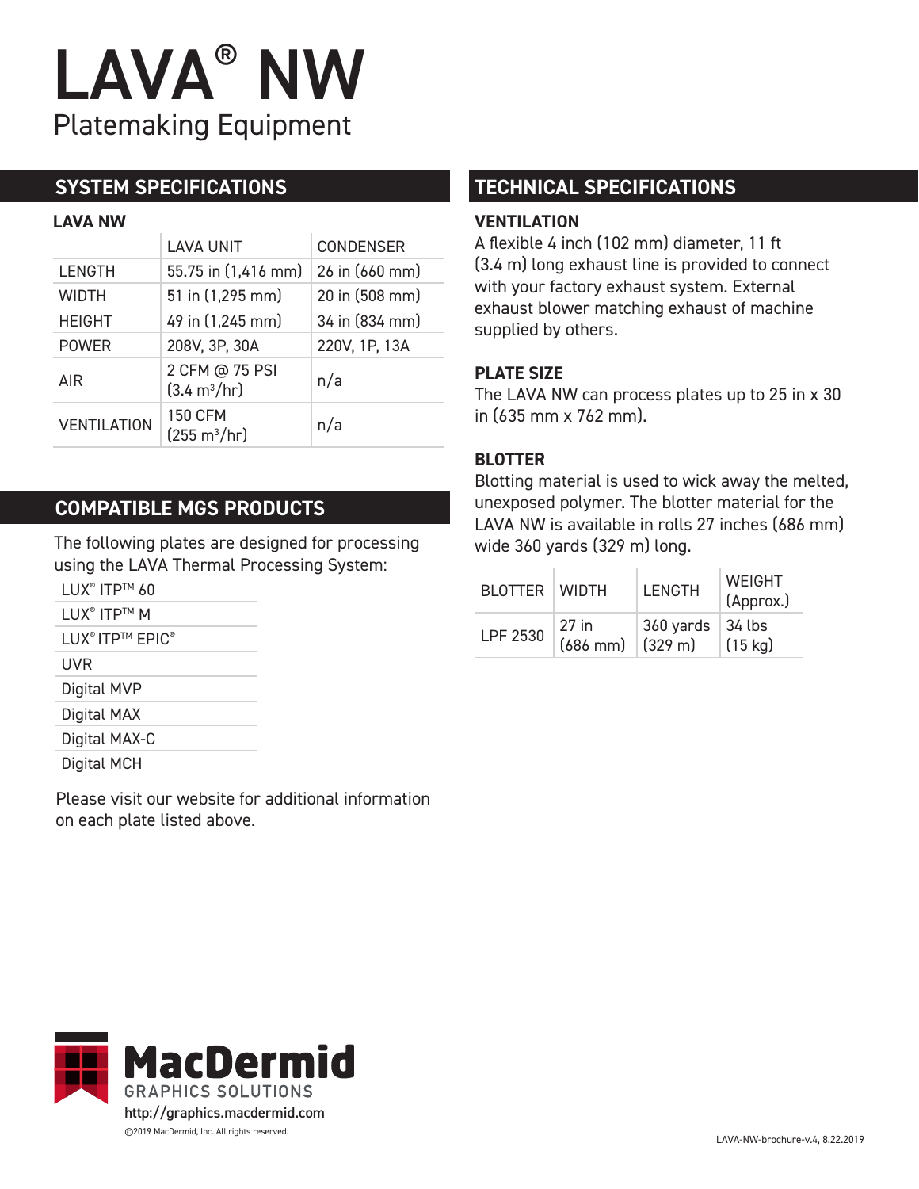# LAVA® NW

Platemaking Equipment

## SYSTEM SPECIFICATIONS

### LAVA NW

| | LAVA UNIT | CONDENSER |
|---|---|---|
| LENGTH | 55.75 in (1,416 mm) | 26 in (660 mm) |
| WIDTH | 51 in (1,295 mm) | 20 in (508 mm) |
| HEIGHT | 49 in (1,245 mm) | 34 in (834 mm) |
| POWER | 208V, 3P, 30A | 220V, 1P, 13A |
| AIR | 2 CFM @ 75 PSI ($3.4\ m^3/hr$) | n/a |
| VENTILATION | 150 CFM ($255\ m^3/hr$) | n/a |

## COMPATIBLE MGS PRODUCTS

The following plates are designed for processing using the LAVA Thermal Processing System:

- LUX® ITP™ 60
- LUX® ITP™ M
- LUX® ITP™ EPIC®
- UVR
- Digital MVP
- Digital MAX
- Digital MAX-C
- Digital MCH

Please visit our website for additional information on each plate listed above.

## TECHNICAL SPECIFICATIONS

### VENTILATION

A flexible 4 inch (102 mm) diameter, 11 ft (3.4 m) long exhaust line is provided to connect with your factory exhaust system. External exhaust blower matching exhaust of machine supplied by others.

### PLATE SIZE

The LAVA NW can process plates up to 25 in x 30 in (635 mm x 762 mm).

### BLOTTER

Blotting material is used to wick away the melted, unexposed polymer. The blotter material for the LAVA NW is available in rolls 27 inches (686 mm) wide 360 yards (329 m) long.

| BLOTTER | WIDTH | LENGTH | WEIGHT (Approx.) |
|---|---|---|---|
| LPF 2530 | 27 in (686 mm) | 360 yards (329 m) | 34 lbs (15 kg) |

MacDermid GRAPHICS SOLUTIONS

http://graphics.macdermid.com

©2019 MacDermid, Inc. All rights reserved.

LAVA-NW-brochure-v.4, 8.22.2019